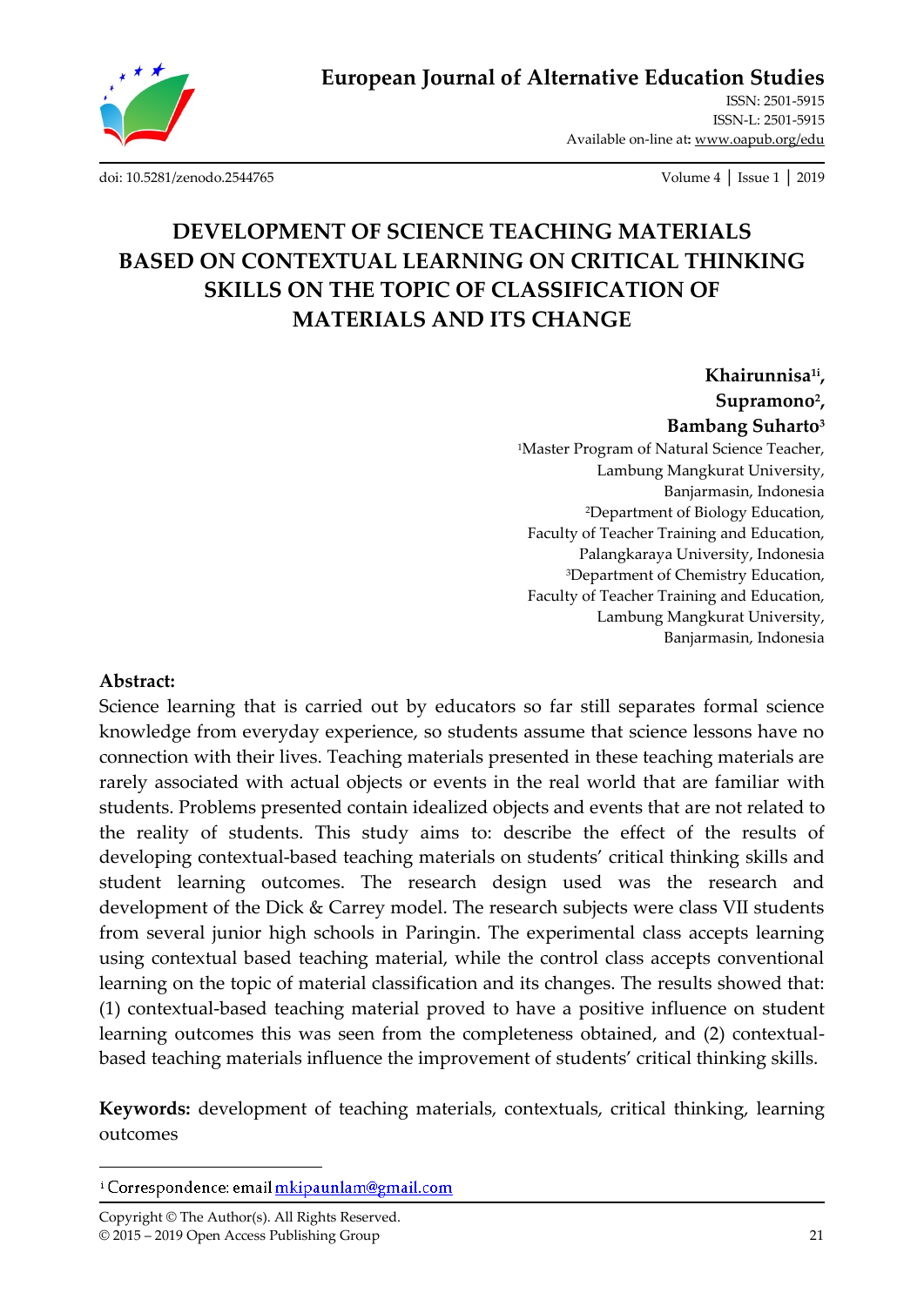# DEVELOPMENT OF SCIENCE TEACHING MATERIALS BASED ON CONTEXTUAL LEARNING ON CRITICAL THINKING SKILLS ON THE TOPIC OF CLASSIFICATION OF MATERIALS AND ITS CHANGE

**Khairunnisa[1i],**
**Supramono[2],**
**Bambang Suharto[3]**

[1]Master Program of Natural Science Teacher, Lambung Mangkurat University, Banjarmasin, Indonesia
[2]Department of Biology Education, Faculty of Teacher Training and Education, Palangkaraya University, Indonesia
[3]Department of Chemistry Education, Faculty of Teacher Training and Education, Lambung Mangkurat University, Banjarmasin, Indonesia

**Abstract:**

Science learning that is carried out by educators so far still separates formal science knowledge from everyday experience, so students assume that science lessons have no connection with their lives. Teaching materials presented in these teaching materials are rarely associated with actual objects or events in the real world that are familiar with students. Problems presented contain idealized objects and events that are not related to the reality of students. This study aims to: describe the effect of the results of developing contextual-based teaching materials on students' critical thinking skills and student learning outcomes. The research design used was the research and development of the Dick & Carrey model. The research subjects were class VII students from several junior high schools in Paringin. The experimental class accepts learning using contextual based teaching material, while the control class accepts conventional learning on the topic of material classification and its changes. The results showed that: (1) contextual-based teaching material proved to have a positive influence on student learning outcomes this was seen from the completeness obtained, and (2) contextual-based teaching materials influence the improvement of students' critical thinking skills.

**Keywords:** development of teaching materials, contextuals, critical thinking, learning outcomes

---

[i] Correspondence: email mkipaunlam@gmail.com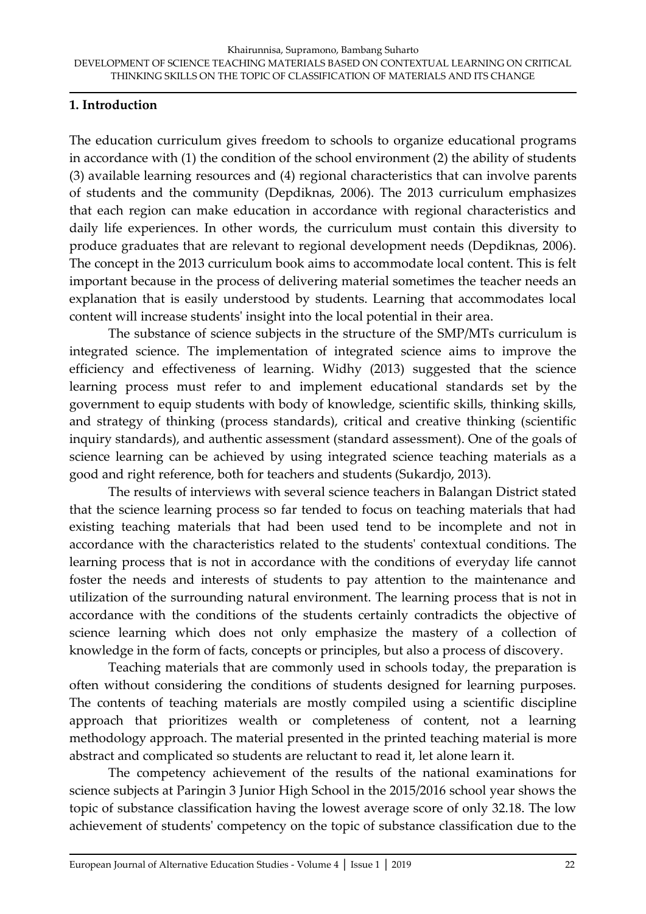## 1. Introduction

The education curriculum gives freedom to schools to organize educational programs in accordance with (1) the condition of the school environment (2) the ability of students (3) available learning resources and (4) regional characteristics that can involve parents of students and the community (Depdiknas, 2006). The 2013 curriculum emphasizes that each region can make education in accordance with regional characteristics and daily life experiences. In other words, the curriculum must contain this diversity to produce graduates that are relevant to regional development needs (Depdiknas, 2006). The concept in the 2013 curriculum book aims to accommodate local content. This is felt important because in the process of delivering material sometimes the teacher needs an explanation that is easily understood by students. Learning that accommodates local content will increase students' insight into the local potential in their area.

The substance of science subjects in the structure of the SMP/MTs curriculum is integrated science. The implementation of integrated science aims to improve the efficiency and effectiveness of learning. Widhy (2013) suggested that the science learning process must refer to and implement educational standards set by the government to equip students with body of knowledge, scientific skills, thinking skills, and strategy of thinking (process standards), critical and creative thinking (scientific inquiry standards), and authentic assessment (standard assessment). One of the goals of science learning can be achieved by using integrated science teaching materials as a good and right reference, both for teachers and students (Sukardjo, 2013).

The results of interviews with several science teachers in Balangan District stated that the science learning process so far tended to focus on teaching materials that had existing teaching materials that had been used tend to be incomplete and not in accordance with the characteristics related to the students' contextual conditions. The learning process that is not in accordance with the conditions of everyday life cannot foster the needs and interests of students to pay attention to the maintenance and utilization of the surrounding natural environment. The learning process that is not in accordance with the conditions of the students certainly contradicts the objective of science learning which does not only emphasize the mastery of a collection of knowledge in the form of facts, concepts or principles, but also a process of discovery.

Teaching materials that are commonly used in schools today, the preparation is often without considering the conditions of students designed for learning purposes. The contents of teaching materials are mostly compiled using a scientific discipline approach that prioritizes wealth or completeness of content, not a learning methodology approach. The material presented in the printed teaching material is more abstract and complicated so students are reluctant to read it, let alone learn it.

The competency achievement of the results of the national examinations for science subjects at Paringin 3 Junior High School in the 2015/2016 school year shows the topic of substance classification having the lowest average score of only 32.18. The low achievement of students' competency on the topic of substance classification due to the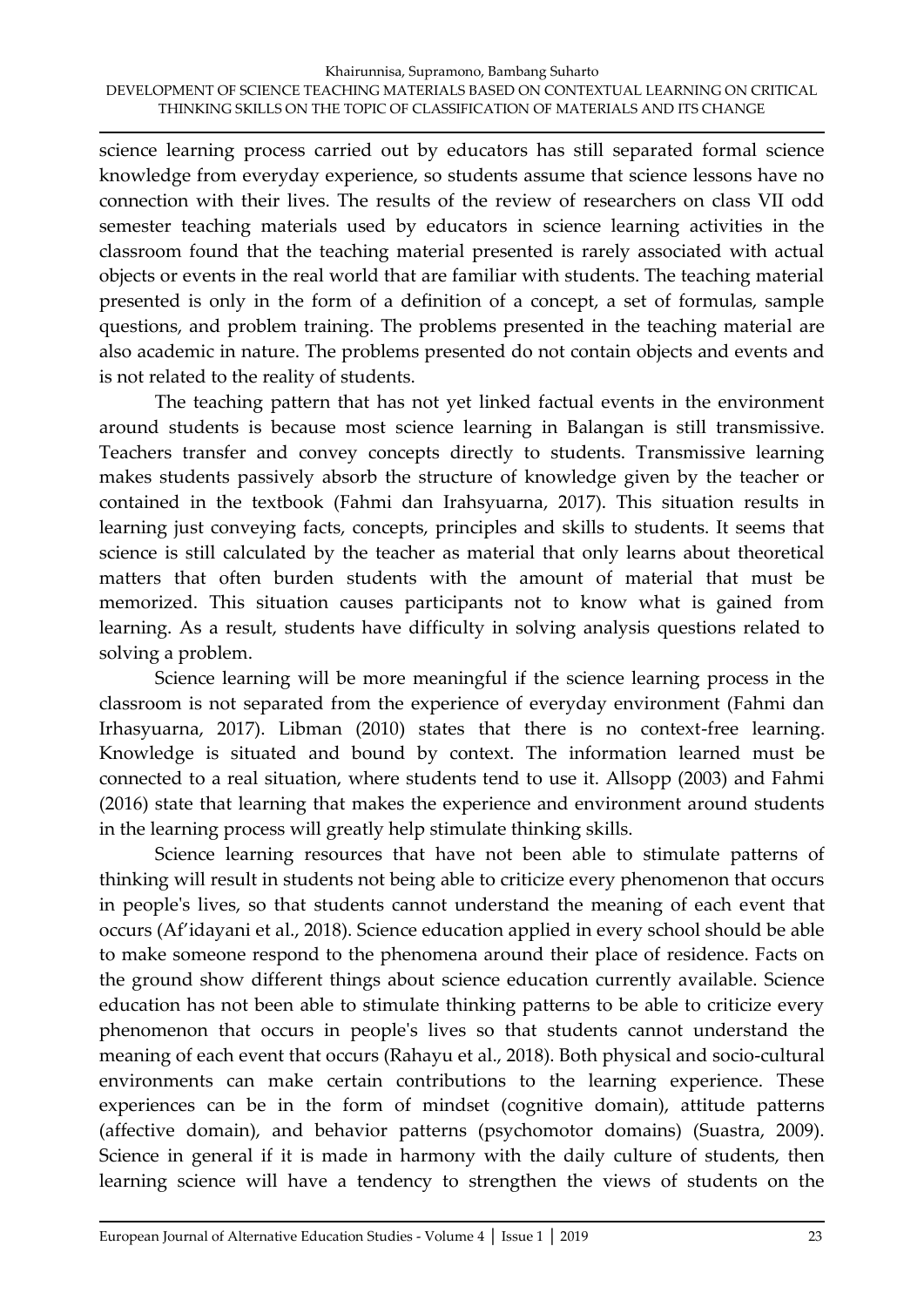science learning process carried out by educators has still separated formal science knowledge from everyday experience, so students assume that science lessons have no connection with their lives. The results of the review of researchers on class VII odd semester teaching materials used by educators in science learning activities in the classroom found that the teaching material presented is rarely associated with actual objects or events in the real world that are familiar with students. The teaching material presented is only in the form of a definition of a concept, a set of formulas, sample questions, and problem training. The problems presented in the teaching material are also academic in nature. The problems presented do not contain objects and events and is not related to the reality of students.

The teaching pattern that has not yet linked factual events in the environment around students is because most science learning in Balangan is still transmissive. Teachers transfer and convey concepts directly to students. Transmissive learning makes students passively absorb the structure of knowledge given by the teacher or contained in the textbook (Fahmi dan Irahsyuarna, 2017). This situation results in learning just conveying facts, concepts, principles and skills to students. It seems that science is still calculated by the teacher as material that only learns about theoretical matters that often burden students with the amount of material that must be memorized. This situation causes participants not to know what is gained from learning. As a result, students have difficulty in solving analysis questions related to solving a problem.

Science learning will be more meaningful if the science learning process in the classroom is not separated from the experience of everyday environment (Fahmi dan Irhasyuarna, 2017). Libman (2010) states that there is no context-free learning. Knowledge is situated and bound by context. The information learned must be connected to a real situation, where students tend to use it. Allsopp (2003) and Fahmi (2016) state that learning that makes the experience and environment around students in the learning process will greatly help stimulate thinking skills.

Science learning resources that have not been able to stimulate patterns of thinking will result in students not being able to criticize every phenomenon that occurs in people's lives, so that students cannot understand the meaning of each event that occurs (Af'idayani et al., 2018). Science education applied in every school should be able to make someone respond to the phenomena around their place of residence. Facts on the ground show different things about science education currently available. Science education has not been able to stimulate thinking patterns to be able to criticize every phenomenon that occurs in people's lives so that students cannot understand the meaning of each event that occurs (Rahayu et al., 2018). Both physical and socio-cultural environments can make certain contributions to the learning experience. These experiences can be in the form of mindset (cognitive domain), attitude patterns (affective domain), and behavior patterns (psychomotor domains) (Suastra, 2009). Science in general if it is made in harmony with the daily culture of students, then learning science will have a tendency to strengthen the views of students on the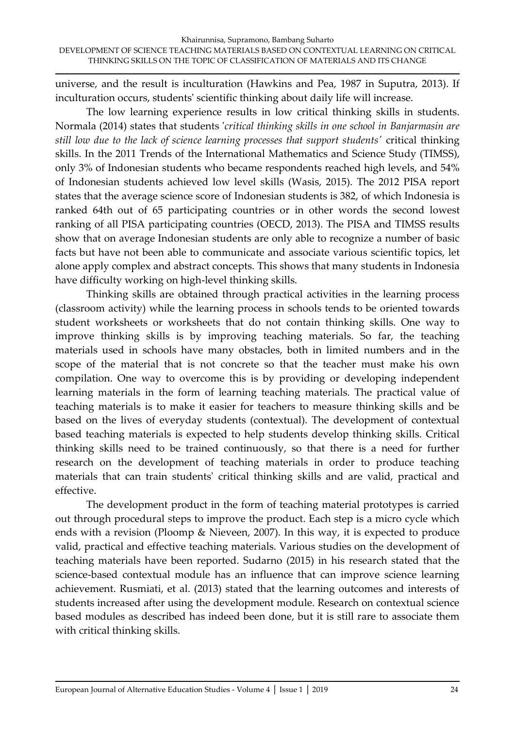universe, and the result is inculturation (Hawkins and Pea, 1987 in Suputra, 2013). If inculturation occurs, students' scientific thinking about daily life will increase.

The low learning experience results in low critical thinking skills in students. Normala (2014) states that students '*critical thinking skills in one school in Banjarmasin are still low due to the lack of science learning processes that support students'* critical thinking skills. In the 2011 Trends of the International Mathematics and Science Study (TIMSS), only 3% of Indonesian students who became respondents reached high levels, and 54% of Indonesian students achieved low level skills (Wasis, 2015). The 2012 PISA report states that the average science score of Indonesian students is 382, of which Indonesia is ranked 64th out of 65 participating countries or in other words the second lowest ranking of all PISA participating countries (OECD, 2013). The PISA and TIMSS results show that on average Indonesian students are only able to recognize a number of basic facts but have not been able to communicate and associate various scientific topics, let alone apply complex and abstract concepts. This shows that many students in Indonesia have difficulty working on high-level thinking skills.

Thinking skills are obtained through practical activities in the learning process (classroom activity) while the learning process in schools tends to be oriented towards student worksheets or worksheets that do not contain thinking skills. One way to improve thinking skills is by improving teaching materials. So far, the teaching materials used in schools have many obstacles, both in limited numbers and in the scope of the material that is not concrete so that the teacher must make his own compilation. One way to overcome this is by providing or developing independent learning materials in the form of learning teaching materials. The practical value of teaching materials is to make it easier for teachers to measure thinking skills and be based on the lives of everyday students (contextual). The development of contextual based teaching materials is expected to help students develop thinking skills. Critical thinking skills need to be trained continuously, so that there is a need for further research on the development of teaching materials in order to produce teaching materials that can train students' critical thinking skills and are valid, practical and effective.

The development product in the form of teaching material prototypes is carried out through procedural steps to improve the product. Each step is a micro cycle which ends with a revision (Ploomp & Nieveen, 2007). In this way, it is expected to produce valid, practical and effective teaching materials. Various studies on the development of teaching materials have been reported. Sudarno (2015) in his research stated that the science-based contextual module has an influence that can improve science learning achievement. Rusmiati, et al. (2013) stated that the learning outcomes and interests of students increased after using the development module. Research on contextual science based modules as described has indeed been done, but it is still rare to associate them with critical thinking skills.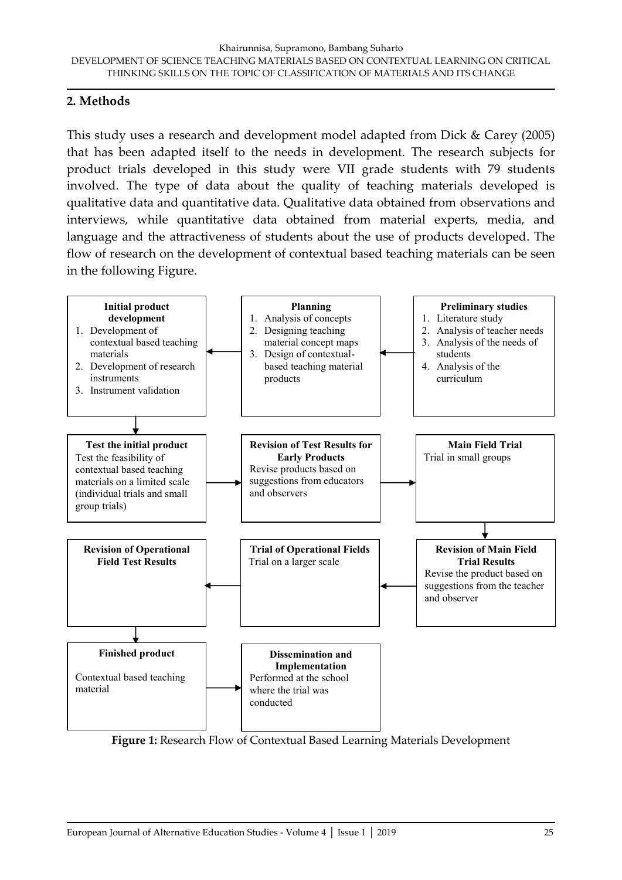## 2. Methods

This study uses a research and development model adapted from Dick & Carey (2005) that has been adapted itself to the needs in development. The research subjects for product trials developed in this study were VII grade students with 79 students involved. The type of data about the quality of teaching materials developed is qualitative data and quantitative data. Qualitative data obtained from observations and interviews, while quantitative data obtained from material experts, media, and language and the attractiveness of students about the use of products developed. The flow of research on the development of contextual based teaching materials can be seen in the following Figure.

**Preliminary studies**
1. Literature study
2. Analysis of teacher needs
3. Analysis of the needs of students
4. Analysis of the curriculum

**Planning**
1. Analysis of concepts
2. Designing teaching material concept maps
3. Design of contextual-based teaching material products

**Initial product development**
1. Development of contextual based teaching materials
2. Development of research instruments
3. Instrument validation

**Test the initial product**
Test the feasibility of contextual based teaching materials on a limited scale (individual trials and small group trials)

**Revision of Test Results for Early Products**
Revise products based on suggestions from educators and observers

**Main Field Trial**
Trial in small groups

**Revision of Main Field Trial Results**
Revise the product based on suggestions from the teacher and observer

**Trial of Operational Fields**
Trial on a larger scale

**Revision of Operational Field Test Results**

**Finished product**
Contextual based teaching material

**Dissemination and Implementation**
Performed at the school where the trial was conducted

**Figure 1:** Research Flow of Contextual Based Learning Materials Development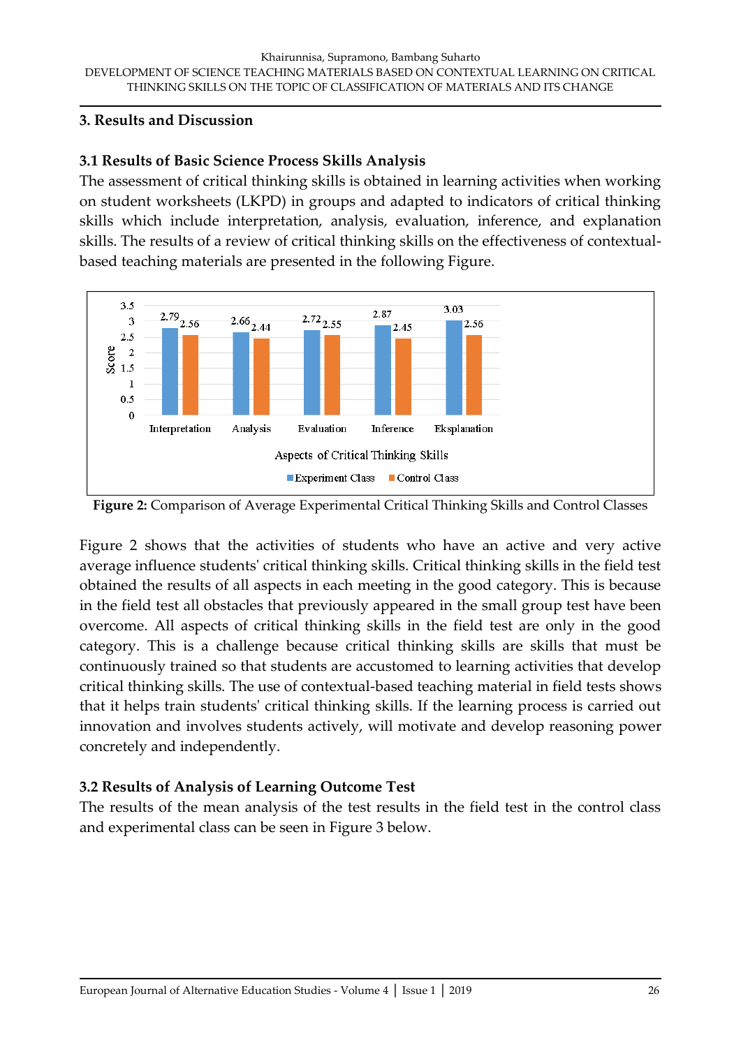## 3. Results and Discussion

### 3.1 Results of Basic Science Process Skills Analysis

The assessment of critical thinking skills is obtained in learning activities when working on student worksheets (LKPD) in groups and adapted to indicators of critical thinking skills which include interpretation, analysis, evaluation, inference, and explanation skills. The results of a review of critical thinking skills on the effectiveness of contextual-based teaching materials are presented in the following Figure.

**Figure 2:** Comparison of Average Experimental Critical Thinking Skills and Control Classes

Figure 2 shows that the activities of students who have an active and very active average influence students' critical thinking skills. Critical thinking skills in the field test obtained the results of all aspects in each meeting in the good category. This is because in the field test all obstacles that previously appeared in the small group test have been overcome. All aspects of critical thinking skills in the field test are only in the good category. This is a challenge because critical thinking skills are skills that must be continuously trained so that students are accustomed to learning activities that develop critical thinking skills. The use of contextual-based teaching material in field tests shows that it helps train students' critical thinking skills. If the learning process is carried out innovation and involves students actively, will motivate and develop reasoning power concretely and independently.

### 3.2 Results of Analysis of Learning Outcome Test

The results of the mean analysis of the test results in the field test in the control class and experimental class can be seen in Figure 3 below.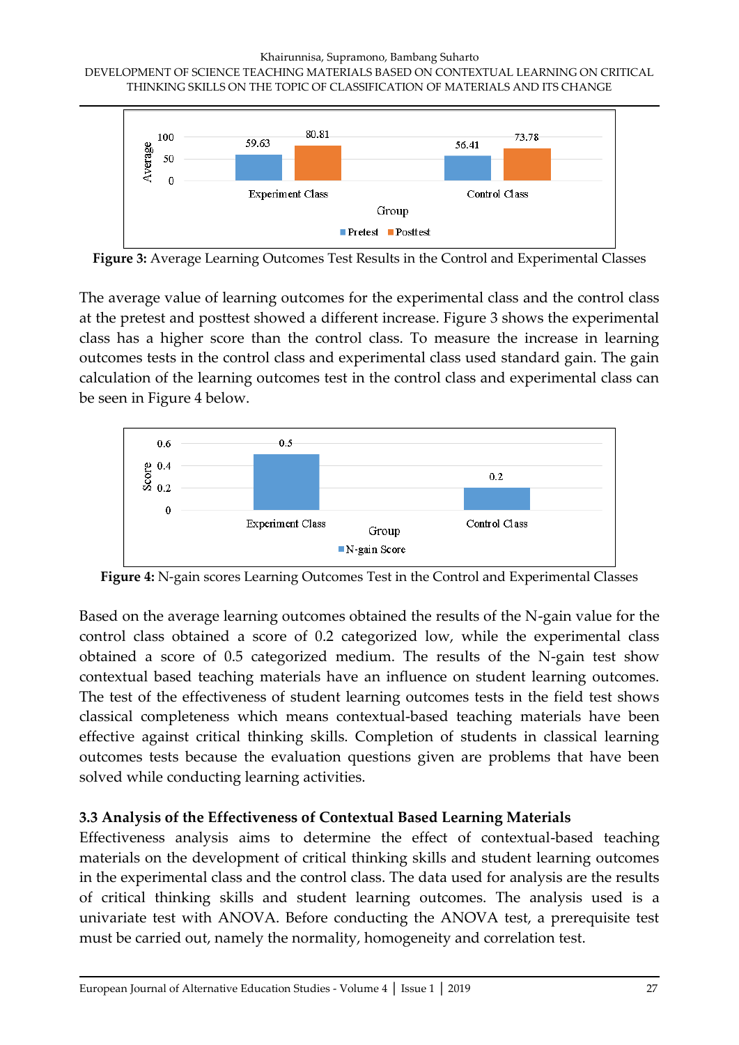Figure 3: Average Learning Outcomes Test Results in the Control and Experimental Classes

The average value of learning outcomes for the experimental class and the control class at the pretest and posttest showed a different increase. Figure 3 shows the experimental class has a higher score than the control class. To measure the increase in learning outcomes tests in the control class and experimental class used standard gain. The gain calculation of the learning outcomes test in the control class and experimental class can be seen in Figure 4 below.

Figure 4: N-gain scores Learning Outcomes Test in the Control and Experimental Classes

Based on the average learning outcomes obtained the results of the N-gain value for the control class obtained a score of 0.2 categorized low, while the experimental class obtained a score of 0.5 categorized medium. The results of the N-gain test show contextual based teaching materials have an influence on student learning outcomes. The test of the effectiveness of student learning outcomes tests in the field test shows classical completeness which means contextual-based teaching materials have been effective against critical thinking skills. Completion of students in classical learning outcomes tests because the evaluation questions given are problems that have been solved while conducting learning activities.

### 3.3 Analysis of the Effectiveness of Contextual Based Learning Materials

Effectiveness analysis aims to determine the effect of contextual-based teaching materials on the development of critical thinking skills and student learning outcomes in the experimental class and the control class. The data used for analysis are the results of critical thinking skills and student learning outcomes. The analysis used is a univariate test with ANOVA. Before conducting the ANOVA test, a prerequisite test must be carried out, namely the normality, homogeneity and correlation test.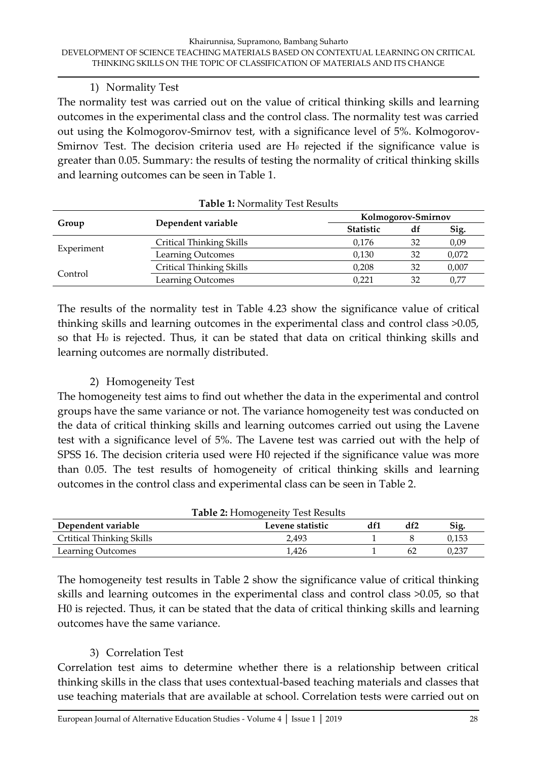1) Normality Test

The normality test was carried out on the value of critical thinking skills and learning outcomes in the experimental class and the control class. The normality test was carried out using the Kolmogorov-Smirnov test, with a significance level of 5%. Kolmogorov-Smirnov Test. The decision criteria used are $H_0$ rejected if the significance value is greater than 0.05. Summary: the results of testing the normality of critical thinking skills and learning outcomes can be seen in Table 1.

**Table 1:** Normality Test Results

| Group | Dependent variable | Kolmogorov-Smirnov | | |
|---|---|---|---|---|
| | | **Statistic** | **df** | **Sig.** |
| Experiment | Critical Thinking Skills | 0,176 | 32 | 0,09 |
| | Learning Outcomes | 0,130 | 32 | 0,072 |
| Control | Critical Thinking Skills | 0,208 | 32 | 0,007 |
| | Learning Outcomes | 0,221 | 32 | 0,77 |

The results of the normality test in Table 4.23 show the significance value of critical thinking skills and learning outcomes in the experimental class and control class >0.05, so that $H_0$ is rejected. Thus, it can be stated that data on critical thinking skills and learning outcomes are normally distributed.

2) Homogeneity Test

The homogeneity test aims to find out whether the data in the experimental and control groups have the same variance or not. The variance homogeneity test was conducted on the data of critical thinking skills and learning outcomes carried out using the Lavene test with a significance level of 5%. The Lavene test was carried out with the help of SPSS 16. The decision criteria used were H0 rejected if the significance value was more than 0.05. The test results of homogeneity of critical thinking skills and learning outcomes in the control class and experimental class can be seen in Table 2.

**Table 2:** Homogeneity Test Results

| Dependent variable | Levene statistic | df1 | df2 | Sig. |
|---|---|---|---|---|
| Crtitical Thinking Skills | 2,493 | 1 | 8 | 0,153 |
| Learning Outcomes | 1,426 | 1 | 62 | 0,237 |

The homogeneity test results in Table 2 show the significance value of critical thinking skills and learning outcomes in the experimental class and control class >0.05, so that H0 is rejected. Thus, it can be stated that the data of critical thinking skills and learning outcomes have the same variance.

3) Correlation Test

Correlation test aims to determine whether there is a relationship between critical thinking skills in the class that uses contextual-based teaching materials and classes that use teaching materials that are available at school. Correlation tests were carried out on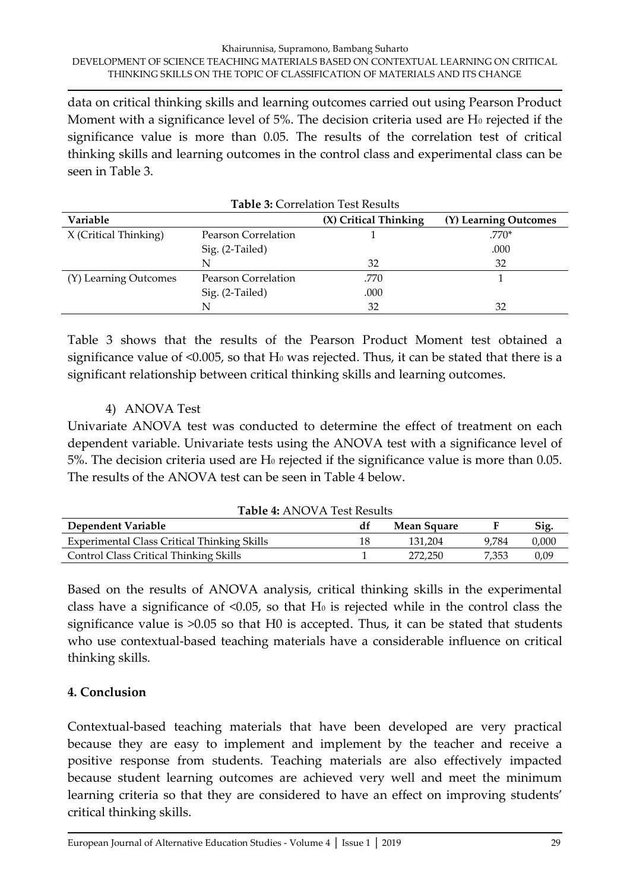data on critical thinking skills and learning outcomes carried out using Pearson Product Moment with a significance level of 5%. The decision criteria used are $H_0$ rejected if the significance value is more than 0.05. The results of the correlation test of critical thinking skills and learning outcomes in the control class and experimental class can be seen in Table 3.

**Table 3:** Correlation Test Results

| Variable | | (X) Critical Thinking | (Y) Learning Outcomes |
|---|---|---|---|
| X (Critical Thinking) | Pearson Correlation | 1 | .770* |
| | Sig. (2-Tailed) | | .000 |
| | N | 32 | 32 |
| (Y) Learning Outcomes | Pearson Correlation | .770 | 1 |
| | Sig. (2-Tailed) | .000 | |
| | N | 32 | 32 |

Table 3 shows that the results of the Pearson Product Moment test obtained a significance value of <0.005, so that $H_0$ was rejected. Thus, it can be stated that there is a significant relationship between critical thinking skills and learning outcomes.

4) ANOVA Test

Univariate ANOVA test was conducted to determine the effect of treatment on each dependent variable. Univariate tests using the ANOVA test with a significance level of 5%. The decision criteria used are $H_0$ rejected if the significance value is more than 0.05. The results of the ANOVA test can be seen in Table 4 below.

**Table 4:** ANOVA Test Results

| Dependent Variable | df | Mean Square | F | Sig. |
|---|---|---|---|---|
| Experimental Class Critical Thinking Skills | 18 | 131,204 | 9,784 | 0,000 |
| Control Class Critical Thinking Skills | 1 | 272,250 | 7,353 | 0,09 |

Based on the results of ANOVA analysis, critical thinking skills in the experimental class have a significance of <0.05, so that $H_0$ is rejected while in the control class the significance value is >0.05 so that H0 is accepted. Thus, it can be stated that students who use contextual-based teaching materials have a considerable influence on critical thinking skills.

## 4. Conclusion

Contextual-based teaching materials that have been developed are very practical because they are easy to implement and implement by the teacher and receive a positive response from students. Teaching materials are also effectively impacted because student learning outcomes are achieved very well and meet the minimum learning criteria so that they are considered to have an effect on improving students' critical thinking skills.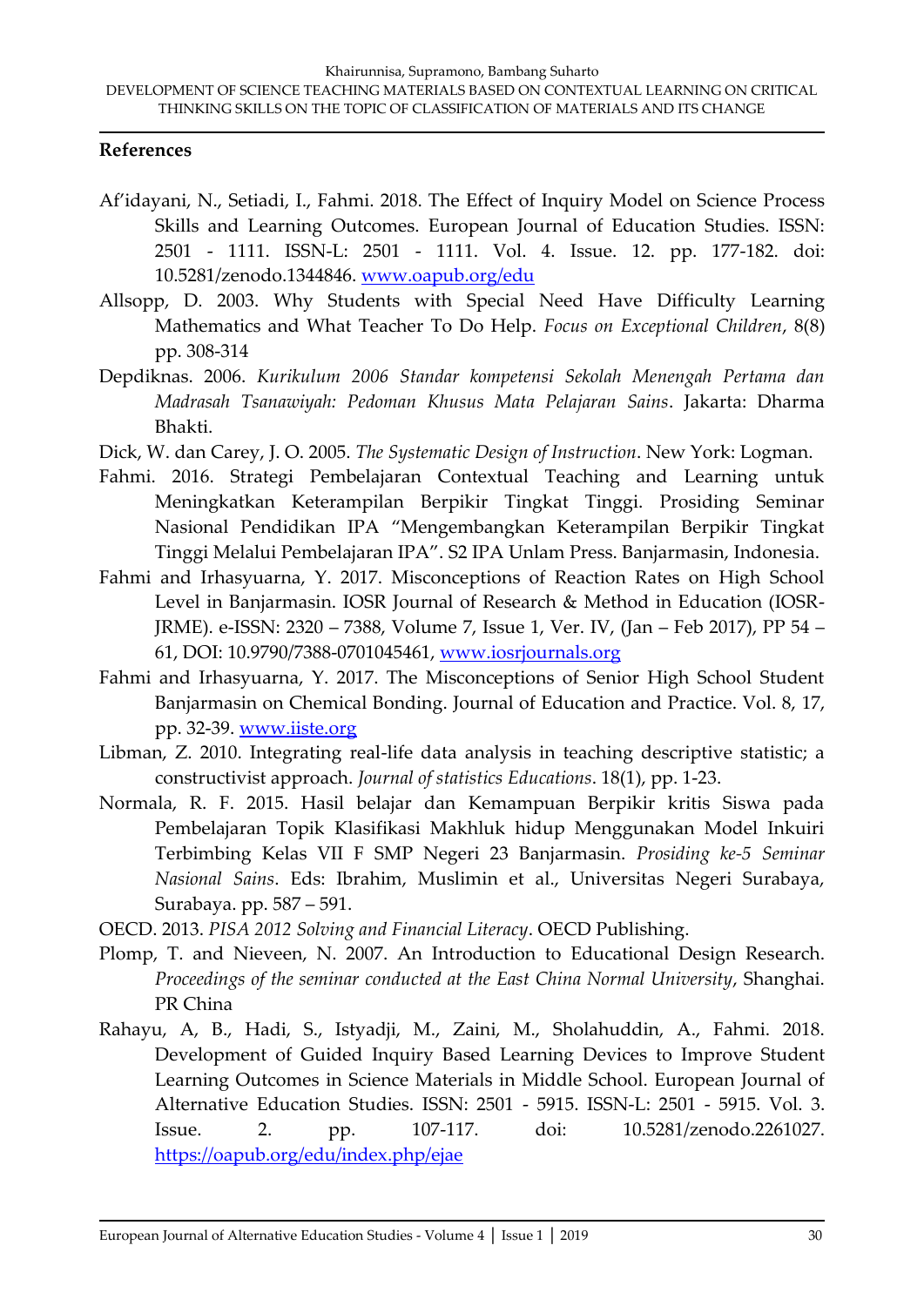## References

Af'idayani, N., Setiadi, I., Fahmi. 2018. The Effect of Inquiry Model on Science Process Skills and Learning Outcomes. European Journal of Education Studies. ISSN: 2501 - 1111. ISSN-L: 2501 - 1111. Vol. 4. Issue. 12. pp. 177-182. doi: 10.5281/zenodo.1344846. www.oapub.org/edu

Allsopp, D. 2003. Why Students with Special Need Have Difficulty Learning Mathematics and What Teacher To Do Help. *Focus on Exceptional Children*, 8(8) pp. 308-314

Depdiknas. 2006. *Kurikulum 2006 Standar kompetensi Sekolah Menengah Pertama dan Madrasah Tsanawiyah: Pedoman Khusus Mata Pelajaran Sains*. Jakarta: Dharma Bhakti.

Dick, W. dan Carey, J. O. 2005. *The Systematic Design of Instruction*. New York: Logman.

Fahmi. 2016. Strategi Pembelajaran Contextual Teaching and Learning untuk Meningkatkan Keterampilan Berpikir Tingkat Tinggi. Prosiding Seminar Nasional Pendidikan IPA "Mengembangkan Keterampilan Berpikir Tingkat Tinggi Melalui Pembelajaran IPA". S2 IPA Unlam Press. Banjarmasin, Indonesia.

Fahmi and Irhasyuarna, Y. 2017. Misconceptions of Reaction Rates on High School Level in Banjarmasin. IOSR Journal of Research & Method in Education (IOSR-JRME). e-ISSN: 2320 – 7388, Volume 7, Issue 1, Ver. IV, (Jan – Feb 2017), PP 54 – 61, DOI: 10.9790/7388-0701045461, www.iosrjournals.org

Fahmi and Irhasyuarna, Y. 2017. The Misconceptions of Senior High School Student Banjarmasin on Chemical Bonding. Journal of Education and Practice. Vol. 8, 17, pp. 32-39. www.iiste.org

Libman, Z. 2010. Integrating real-life data analysis in teaching descriptive statistic; a constructivist approach. *Journal of statistics Educations*. 18(1), pp. 1-23.

Normala, R. F. 2015. Hasil belajar dan Kemampuan Berpikir kritis Siswa pada Pembelajaran Topik Klasifikasi Makhluk hidup Menggunakan Model Inkuiri Terbimbing Kelas VII F SMP Negeri 23 Banjarmasin. *Prosiding ke-5 Seminar Nasional Sains*. Eds: Ibrahim, Muslimin et al., Universitas Negeri Surabaya, Surabaya. pp. 587 – 591.

OECD. 2013. *PISA 2012 Solving and Financial Literacy*. OECD Publishing.

Plomp, T. and Nieveen, N. 2007. An Introduction to Educational Design Research. *Proceedings of the seminar conducted at the East China Normal University*, Shanghai. PR China

Rahayu, A, B., Hadi, S., Istyadji, M., Zaini, M., Sholahuddin, A., Fahmi. 2018. Development of Guided Inquiry Based Learning Devices to Improve Student Learning Outcomes in Science Materials in Middle School. European Journal of Alternative Education Studies. ISSN: 2501 - 5915. ISSN-L: 2501 - 5915. Vol. 3. Issue. 2. pp. 107-117. doi: 10.5281/zenodo.2261027. https://oapub.org/edu/index.php/ejae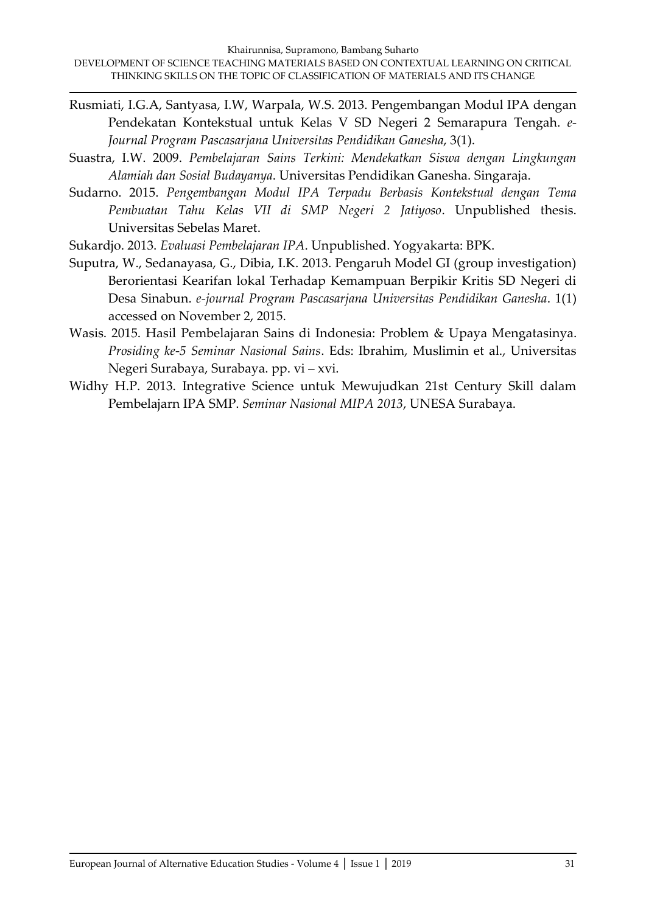Rusmiati, I.G.A, Santyasa, I.W, Warpala, W.S. 2013. Pengembangan Modul IPA dengan Pendekatan Kontekstual untuk Kelas V SD Negeri 2 Semarapura Tengah. *e-Journal Program Pascasarjana Universitas Pendidikan Ganesha*, 3(1).

Suastra, I.W. 2009. *Pembelajaran Sains Terkini: Mendekatkan Siswa dengan Lingkungan Alamiah dan Sosial Budayanya*. Universitas Pendidikan Ganesha. Singaraja.

Sudarno. 2015. *Pengembangan Modul IPA Terpadu Berbasis Kontekstual dengan Tema Pembuatan Tahu Kelas VII di SMP Negeri 2 Jatiyoso*. Unpublished thesis. Universitas Sebelas Maret.

Sukardjo. 2013. *Evaluasi Pembelajaran IPA*. Unpublished. Yogyakarta: BPK.

Suputra, W., Sedanayasa, G., Dibia, I.K. 2013. Pengaruh Model GI (group investigation) Berorientasi Kearifan lokal Terhadap Kemampuan Berpikir Kritis SD Negeri di Desa Sinabun. *e-journal Program Pascasarjana Universitas Pendidikan Ganesha*. 1(1) accessed on November 2, 2015.

Wasis. 2015. Hasil Pembelajaran Sains di Indonesia: Problem & Upaya Mengatasinya. *Prosiding ke-5 Seminar Nasional Sains*. Eds: Ibrahim, Muslimin et al., Universitas Negeri Surabaya, Surabaya. pp. vi – xvi.

Widhy H.P. 2013. Integrative Science untuk Mewujudkan 21st Century Skill dalam Pembelajarn IPA SMP. *Seminar Nasional MIPA 2013*, UNESA Surabaya.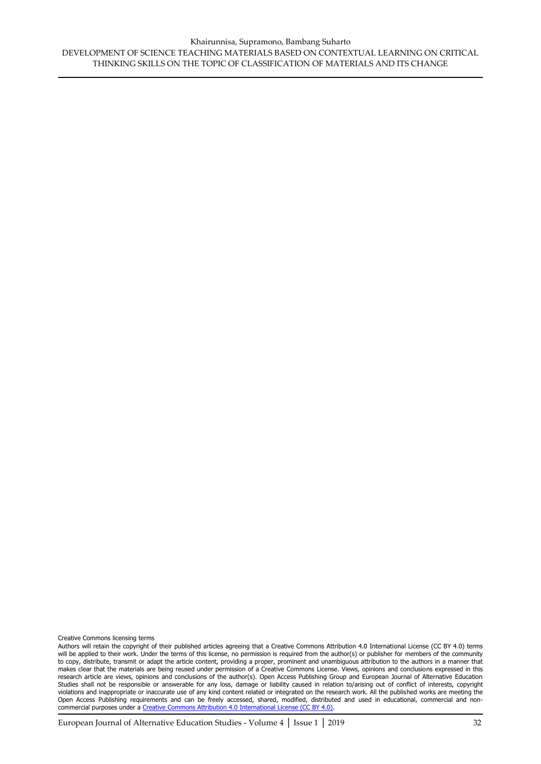Creative Commons licensing terms

Authors will retain the copyright of their published articles agreeing that a Creative Commons Attribution 4.0 International License (CC BY 4.0) terms will be applied to their work. Under the terms of this license, no permission is required from the author(s) or publisher for members of the community to copy, distribute, transmit or adapt the article content, providing a proper, prominent and unambiguous attribution to the authors in a manner that makes clear that the materials are being reused under permission of a Creative Commons License. Views, opinions and conclusions expressed in this research article are views, opinions and conclusions of the author(s). Open Access Publishing Group and European Journal of Alternative Education Studies shall not be responsible or answerable for any loss, damage or liability caused in relation to/arising out of conflict of interests, copyright violations and inappropriate or inaccurate use of any kind content related or integrated on the research work. All the published works are meeting the Open Access Publishing requirements and can be freely accessed, shared, modified, distributed and used in educational, commercial and non-commercial purposes under a Creative Commons Attribution 4.0 International License (CC BY 4.0).